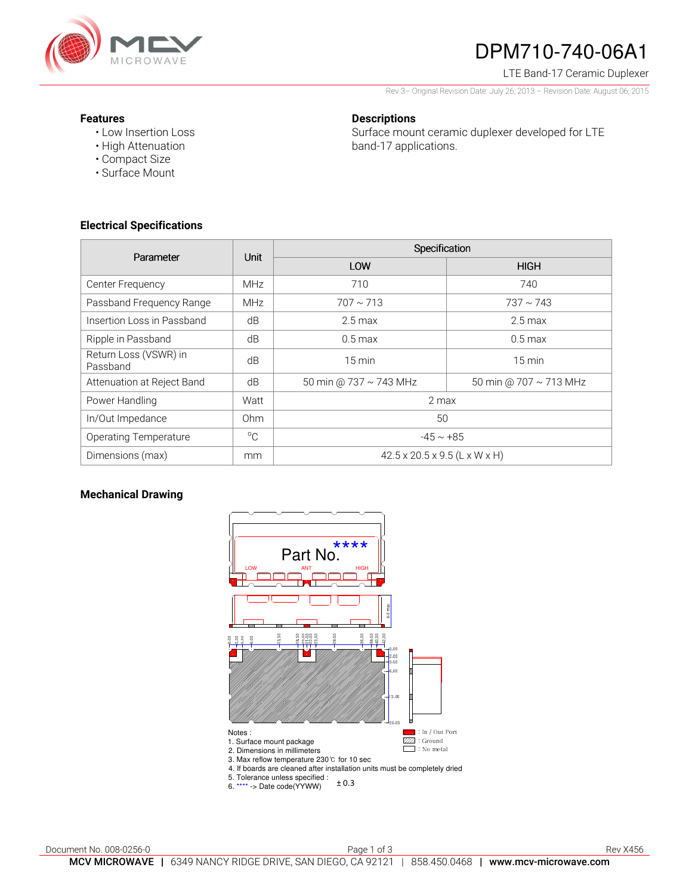# DPM710-740-06A1

LTE Band-17 Ceramic Duplexer

Rev 3– Original Revision Date: July 26, 2013 – Revision Date: August 06, 2015

### Features

- Low Insertion Loss
- High Attenuation
- Compact Size
- Surface Mount

### Descriptions

Surface mount ceramic duplexer developed for LTE band-17 applications.

### Electrical Specifications

| Parameter | Unit | Specification | |
|---|---|---|---|
| | | LOW | HIGH |
| Center Frequency | MHz | 710 | 740 |
| Passband Frequency Range | MHz | 707 ~ 713 | 737 ~ 743 |
| Insertion Loss in Passband | dB | 2.5 max | 2.5 max |
| Ripple in Passband | dB | 0.5 max | 0.5 max |
| Return Loss (VSWR) in Passband | dB | 15 min | 15 min |
| Attenuation at Reject Band | dB | 50 min @ 737 ~ 743 MHz | 50 min @ 707 ~ 713 MHz |
| Power Handling | Watt | 2 max | |
| In/Out Impedance | Ohm | 50 | |
| Operating Temperature | °C | -45 ~ +85 | |
| Dimensions (max) | mm | 42.5 x 20.5 x 9.5 (L x W x H) | |

### Mechanical Drawing

Part No. ****

LOW ANT HIGH

9.5 max

■ : In / Out Port
▨ : Ground
□ : No metal

Notes :
1. Surface mount package
2. Dimensions in millimeters
3. Max reflow temperature 230℃ for 10 sec
4. If boards are cleaned after installation units must be completely dried
5. Tolerance unless specified : ± 0.3
6. **** -> Date code(YYWW)

Document No. 008-0256-0

Rev X456

**MCV MICROWAVE** | 6349 NANCY RIDGE DRIVE, SAN DIEGO, CA 92121 | 858.450.0468 | **www.mcv-microwave.com**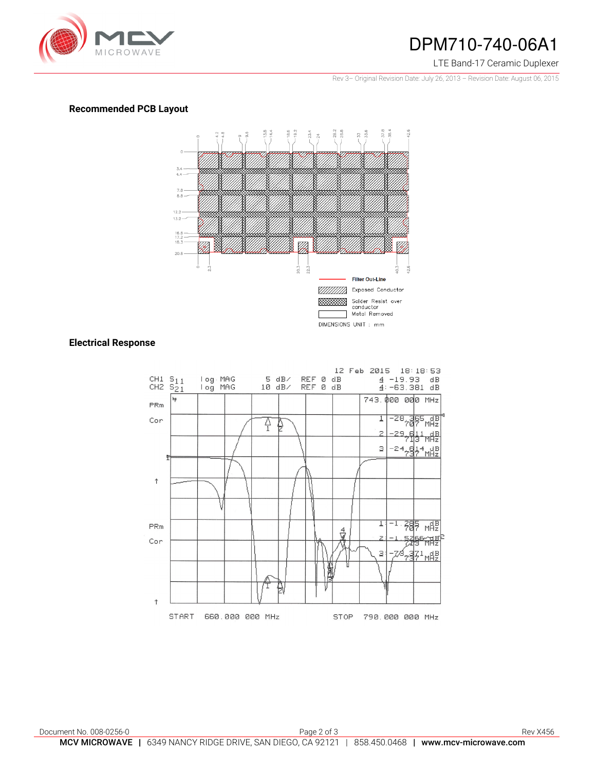## Recommended PCB Layout

Filter Out-Line

Exposed Conductor

Solder Resist over conductor

Metal Removed

DIMENSIONS UNIT : mm

## Electrical Response

12 Feb 2015 18:18:53

CH1 $S_{11}$ log MAG 5 dB/ REF 0 dB 4 -19.93 dB

CH2 $S_{21}$ log MAG 10 dB/ REF 0 dB 4: -63.381 dB

743.000 000 MHz

1 -28.365 dB 707 MHz

2 -29.611 dB 713 MHz

3 -24.614 dB 737 MHz

1: -1.285 dB 707 MHz

2: -1.5266 dB 713 MHz

3: -78.371 dB 737 MHz

START 660.000 000 MHz STOP 790.000 000 MHz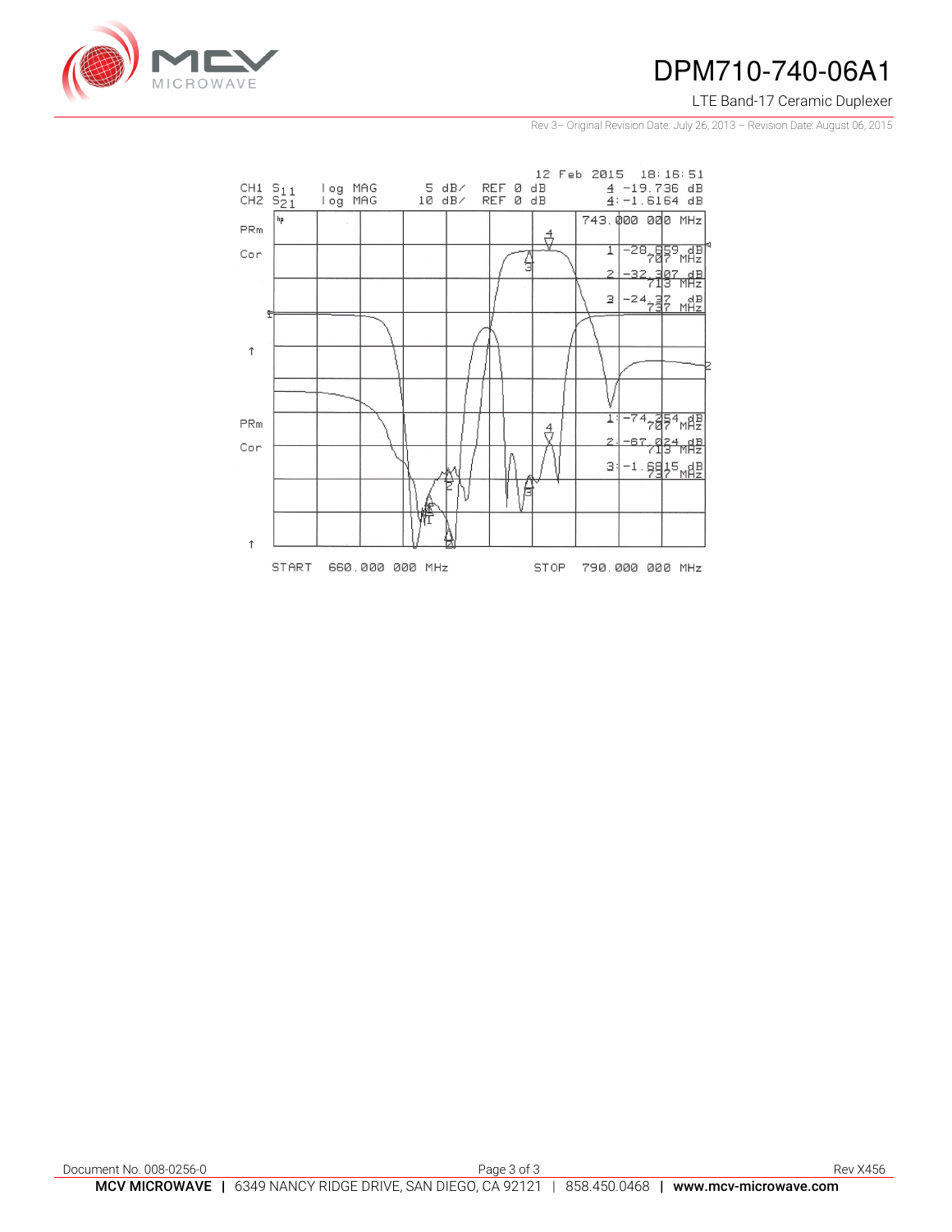12 Feb 2015 18:16:51

CH1 $S_{11}$ log MAG 5 dB/ REF 0 dB 4 -19.736 dB

CH2 $S_{21}$ log MAG 10 dB/ REF 0 dB 4: -1.6164 dB

743.000 000 MHz

1 -28.859 dB 707 MHz

2 -32.307 dB 713 MHz

3 -24.37 dB 737 MHz

1: -74.254 dB 707 MHz

2: -67.024 dB 713 MHz

3: -1.6815 dB 737 MHz

PRm

Cor

PRm

Cor

START 660.000 000 MHz

STOP 790.000 000 MHz